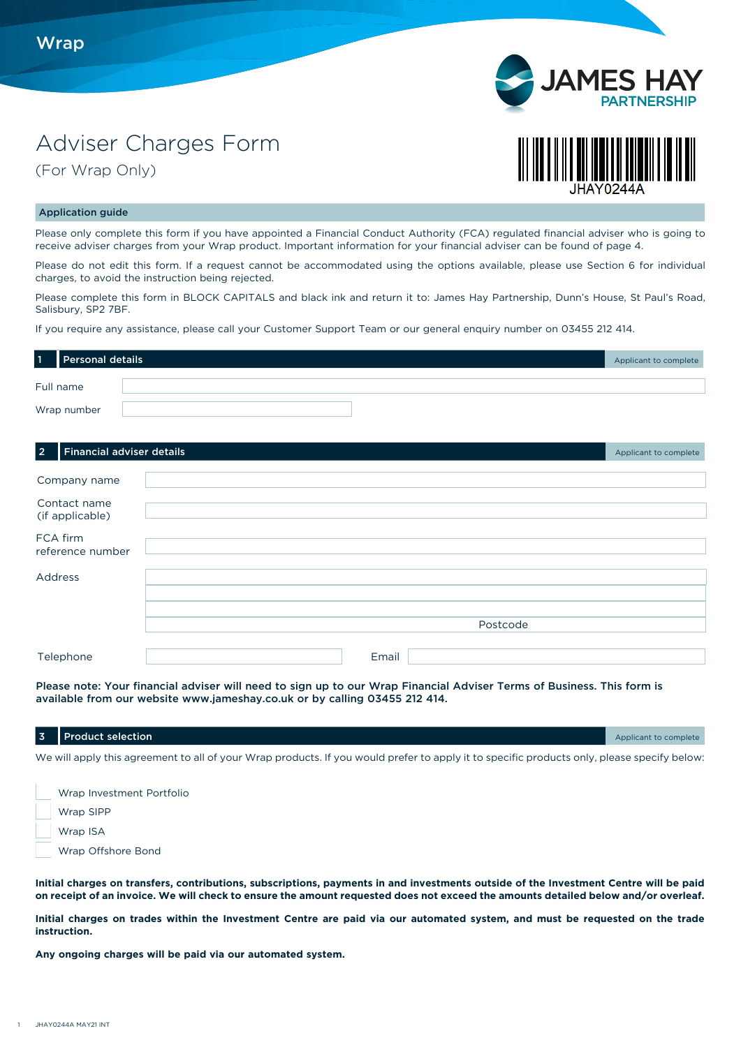Wrap

JAMES HAY PARTNERSHIP

# Adviser Charges Form

(For Wrap Only)

JHAY0244A

## Application guide

Please only complete this form if you have appointed a Financial Conduct Authority (FCA) regulated financial adviser who is going to receive adviser charges from your Wrap product. Important information for your financial adviser can be found of page 4.

Please do not edit this form. If a request cannot be accommodated using the options available, please use Section 6 for individual charges, to avoid the instruction being rejected.

Please complete this form in BLOCK CAPITALS and black ink and return it to: James Hay Partnership, Dunn's House, St Paul's Road, Salisbury, SP2 7BF.

If you require any assistance, please call your Customer Support Team or our general enquiry number on 03455 212 414.

## 1 Personal details

Applicant to complete

Full name

Wrap number

## 2 Financial adviser details

Applicant to complete

Company name

Contact name (if applicable)

FCA firm reference number

Address

Postcode

Telephone

Email

**Please note: Your financial adviser will need to sign up to our Wrap Financial Adviser Terms of Business. This form is available from our website www.jameshay.co.uk or by calling 03455 212 414.**

## 3 Product selection

Applicant to complete

We will apply this agreement to all of your Wrap products. If you would prefer to apply it to specific products only, please specify below:

- ☐ Wrap Investment Portfolio
- ☐ Wrap SIPP
- ☐ Wrap ISA
- ☐ Wrap Offshore Bond

**Initial charges on transfers, contributions, subscriptions, payments in and investments outside of the Investment Centre will be paid on receipt of an invoice. We will check to ensure the amount requested does not exceed the amounts detailed below and/or overleaf.**

**Initial charges on trades within the Investment Centre are paid via our automated system, and must be requested on the trade instruction.**

**Any ongoing charges will be paid via our automated system.**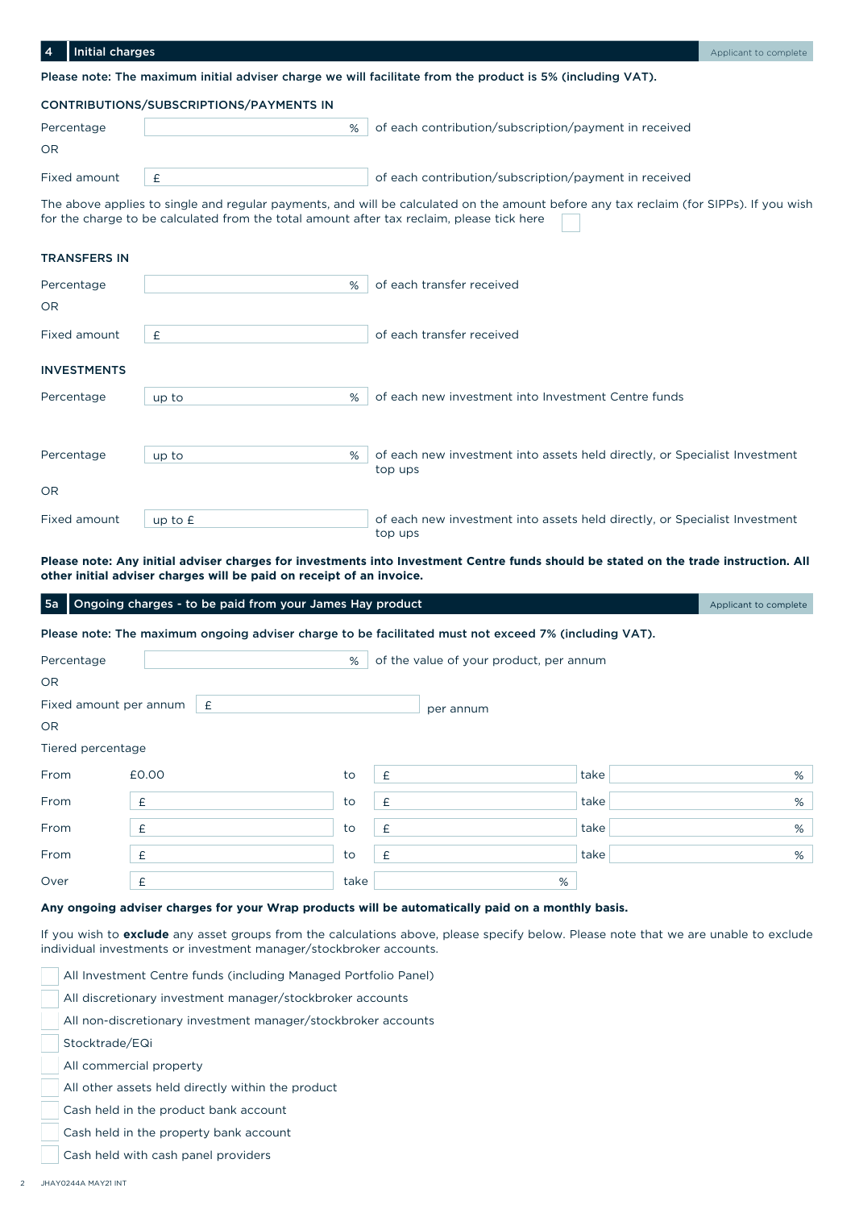## 4 Initial charges

Applicant to complete

**Please note: The maximum initial adviser charge we will facilitate from the product is 5% (including VAT).**

### CONTRIBUTIONS/SUBSCRIPTIONS/PAYMENTS IN

Percentage ____ % of each contribution/subscription/payment in received

OR

Fixed amount £ ____ of each contribution/subscription/payment in received

The above applies to single and regular payments, and will be calculated on the amount before any tax reclaim (for SIPPs). If you wish for the charge to be calculated from the total amount after tax reclaim, please tick here ☐

### TRANSFERS IN

Percentage ____ % of each transfer received

OR

Fixed amount £ ____ of each transfer received

### INVESTMENTS

Percentage up to ____ % of each new investment into Investment Centre funds

Percentage up to ____ % of each new investment into assets held directly, or Specialist Investment top ups

OR

Fixed amount up to £ ____ of each new investment into assets held directly, or Specialist Investment top ups

**Please note: Any initial adviser charges for investments into Investment Centre funds should be stated on the trade instruction. All other initial adviser charges will be paid on receipt of an invoice.**

## 5a Ongoing charges - to be paid from your James Hay product

Applicant to complete

**Please note: The maximum ongoing adviser charge to be facilitated must not exceed 7% (including VAT).**

Percentage ____ % of the value of your product, per annum

OR

Fixed amount per annum £ ____ per annum

OR

Tiered percentage

| | | | | | |
|---|---|---|---|---|---|
| From | £0.00 | to | £ | take | % |
| From | £ | to | £ | take | % |
| From | £ | to | £ | take | % |
| From | £ | to | £ | take | % |
| Over | £ | take | % | | |

**Any ongoing adviser charges for your Wrap products will be automatically paid on a monthly basis.**

If you wish to **exclude** any asset groups from the calculations above, please specify below. Please note that we are unable to exclude individual investments or investment manager/stockbroker accounts.

- ☐ All Investment Centre funds (including Managed Portfolio Panel)
- ☐ All discretionary investment manager/stockbroker accounts
- ☐ All non-discretionary investment manager/stockbroker accounts
- ☐ Stocktrade/EQi
- ☐ All commercial property
- ☐ All other assets held directly within the product
- ☐ Cash held in the product bank account
- ☐ Cash held in the property bank account
- ☐ Cash held with cash panel providers

JHAY0244A MAY21 INT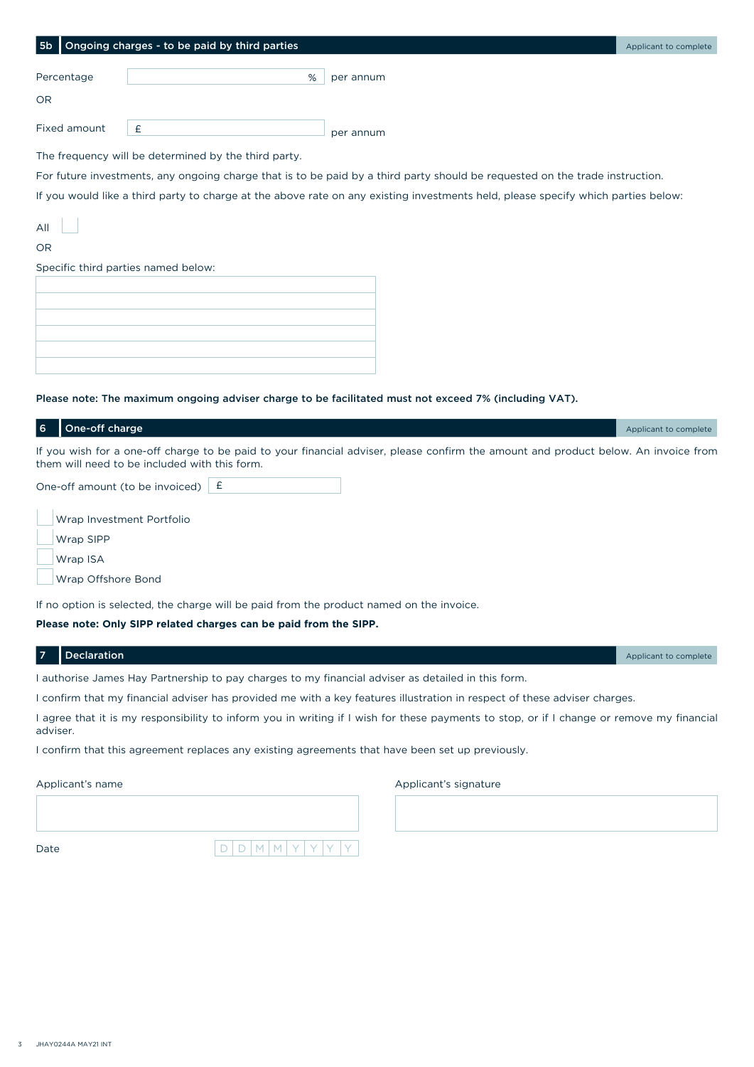## 5b Ongoing charges - to be paid by third parties

Applicant to complete

Percentage ____ % per annum

OR

Fixed amount £ ____ per annum

The frequency will be determined by the third party.

For future investments, any ongoing charge that is to be paid by a third party should be requested on the trade instruction.

If you would like a third party to charge at the above rate on any existing investments held, please specify which parties below:

All ☐

OR

Specific third parties named below:

| |
|---|
| |
| |
| |
| |
| |
| |

**Please note: The maximum ongoing adviser charge to be facilitated must not exceed 7% (including VAT).**

## 6 One-off charge

Applicant to complete

If you wish for a one-off charge to be paid to your financial adviser, please confirm the amount and product below. An invoice from them will need to be included with this form.

One-off amount (to be invoiced) £ ____

☐ Wrap Investment Portfolio

☐ Wrap SIPP

☐ Wrap ISA

☐ Wrap Offshore Bond

If no option is selected, the charge will be paid from the product named on the invoice.

**Please note: Only SIPP related charges can be paid from the SIPP.**

## 7 Declaration

Applicant to complete

I authorise James Hay Partnership to pay charges to my financial adviser as detailed in this form.

I confirm that my financial adviser has provided me with a key features illustration in respect of these adviser charges.

I agree that it is my responsibility to inform you in writing if I wish for these payments to stop, or if I change or remove my financial adviser.

I confirm that this agreement replaces any existing agreements that have been set up previously.

Applicant's name ____

Applicant's signature ____

Date D D M M Y Y Y Y

JHAY0244A MAY21 INT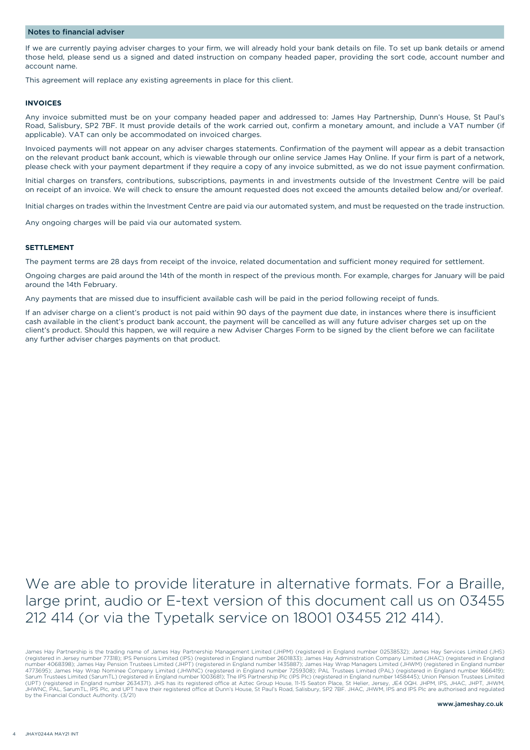## Notes to financial adviser

If we are currently paying adviser charges to your firm, we will already hold your bank details on file. To set up bank details or amend those held, please send us a signed and dated instruction on company headed paper, providing the sort code, account number and account name.

This agreement will replace any existing agreements in place for this client.

### INVOICES

Any invoice submitted must be on your company headed paper and addressed to: James Hay Partnership, Dunn's House, St Paul's Road, Salisbury, SP2 7BF. It must provide details of the work carried out, confirm a monetary amount, and include a VAT number (if applicable). VAT can only be accommodated on invoiced charges.

Invoiced payments will not appear on any adviser charges statements. Confirmation of the payment will appear as a debit transaction on the relevant product bank account, which is viewable through our online service James Hay Online. If your firm is part of a network, please check with your payment department if they require a copy of any invoice submitted, as we do not issue payment confirmation.

Initial charges on transfers, contributions, subscriptions, payments in and investments outside of the Investment Centre will be paid on receipt of an invoice. We will check to ensure the amount requested does not exceed the amounts detailed below and/or overleaf.

Initial charges on trades within the Investment Centre are paid via our automated system, and must be requested on the trade instruction.

Any ongoing charges will be paid via our automated system.

### SETTLEMENT

The payment terms are 28 days from receipt of the invoice, related documentation and sufficient money required for settlement.

Ongoing charges are paid around the 14th of the month in respect of the previous month. For example, charges for January will be paid around the 14th February.

Any payments that are missed due to insufficient available cash will be paid in the period following receipt of funds.

If an adviser charge on a client's product is not paid within 90 days of the payment due date, in instances where there is insufficient cash available in the client's product bank account, the payment will be cancelled as will any future adviser charges set up on the client's product. Should this happen, we will require a new Adviser Charges Form to be signed by the client before we can facilitate any further adviser charges payments on that product.

We are able to provide literature in alternative formats. For a Braille, large print, audio or E-text version of this document call us on 03455 212 414 (or via the Typetalk service on 18001 03455 212 414).

James Hay Partnership is the trading name of James Hay Partnership Management Limited (JHPM) (registered in England number 02538532); James Hay Services Limited (JHS) (registered in Jersey number 77318); IPS Pensions Limited (IPS) (registered in England number 2601833); James Hay Administration Company Limited (JHAC) (registered in England number 4068398); James Hay Pension Trustees Limited (JHPT) (registered in England number 1435887); James Hay Wrap Managers Limited (JHWM) (registered in England number 4773695); James Hay Wrap Nominee Company Limited (JHWNC) (registered in England number 7259308); PAL Trustees Limited (PAL) (registered in England number 1666419); Sarum Trustees Limited (SarumTL) (registered in England number 1003681); The IPS Partnership Plc (IPS Plc) (registered in England number 1458445); Union Pension Trustees Limited (UPT) (registered in England number 2634371). JHS has its registered office at Aztec Group House, 11-15 Seaton Place, St Helier, Jersey, JE4 0QH. JHPM, IPS, JHAC, JHPT, JHWM, JHWNC, PAL, SarumTL, IPS Plc, and UPT have their registered office at Dunn's House, St Paul's Road, Salisbury, SP2 7BF. JHAC, JHWM, IPS and IPS Plc are authorised and regulated by the Financial Conduct Authority. (3/21)

www.jameshay.co.uk

JHAY0244A MAY21 INT